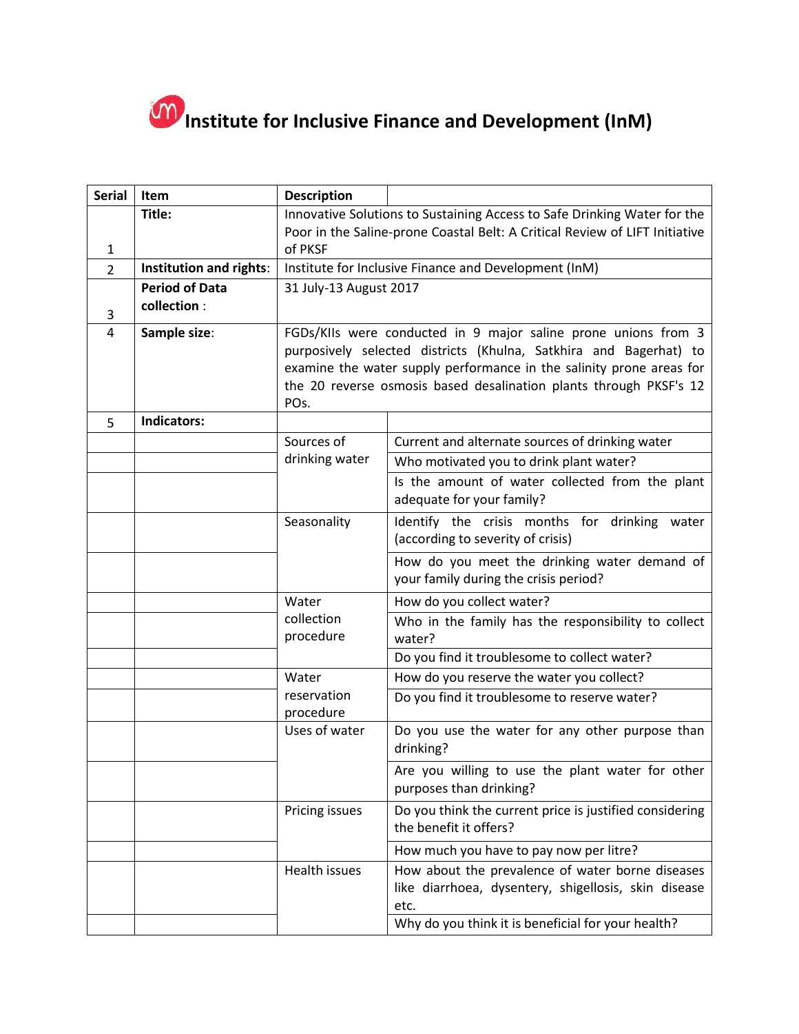# Institute for Inclusive Finance and Development (InM)

| Serial | Item | Description | |
|---|---|---|---|
| 1 | **Title:** | Innovative Solutions to Sustaining Access to Safe Drinking Water for the Poor in the Saline-prone Coastal Belt: A Critical Review of LIFT Initiative of PKSF | |
| 2 | **Institution and rights**: | Institute for Inclusive Finance and Development (InM) | |
| 3 | **Period of Data collection** : | 31 July-13 August 2017 | |
| 4 | **Sample size**: | FGDs/KIIs were conducted in 9 major saline prone unions from 3 purposively selected districts (Khulna, Satkhira and Bagerhat) to examine the water supply performance in the salinity prone areas for the 20 reverse osmosis based desalination plants through PKSF's 12 POs. | |
| 5 | **Indicators:** | | |
| | | Sources of drinking water | Current and alternate sources of drinking water |
| | | | Who motivated you to drink plant water? |
| | | | Is the amount of water collected from the plant adequate for your family? |
| | | Seasonality | Identify the crisis months for drinking water (according to severity of crisis) |
| | | | How do you meet the drinking water demand of your family during the crisis period? |
| | | Water collection procedure | How do you collect water? |
| | | | Who in the family has the responsibility to collect water? |
| | | | Do you find it troublesome to collect water? |
| | | Water reservation procedure | How do you reserve the water you collect? |
| | | | Do you find it troublesome to reserve water? |
| | | Uses of water | Do you use the water for any other purpose than drinking? |
| | | | Are you willing to use the plant water for other purposes than drinking? |
| | | Pricing issues | Do you think the current price is justified considering the benefit it offers? |
| | | | How much you have to pay now per litre? |
| | | Health issues | How about the prevalence of water borne diseases like diarrhoea, dysentery, shigellosis, skin disease etc. |
| | | | Why do you think it is beneficial for your health? |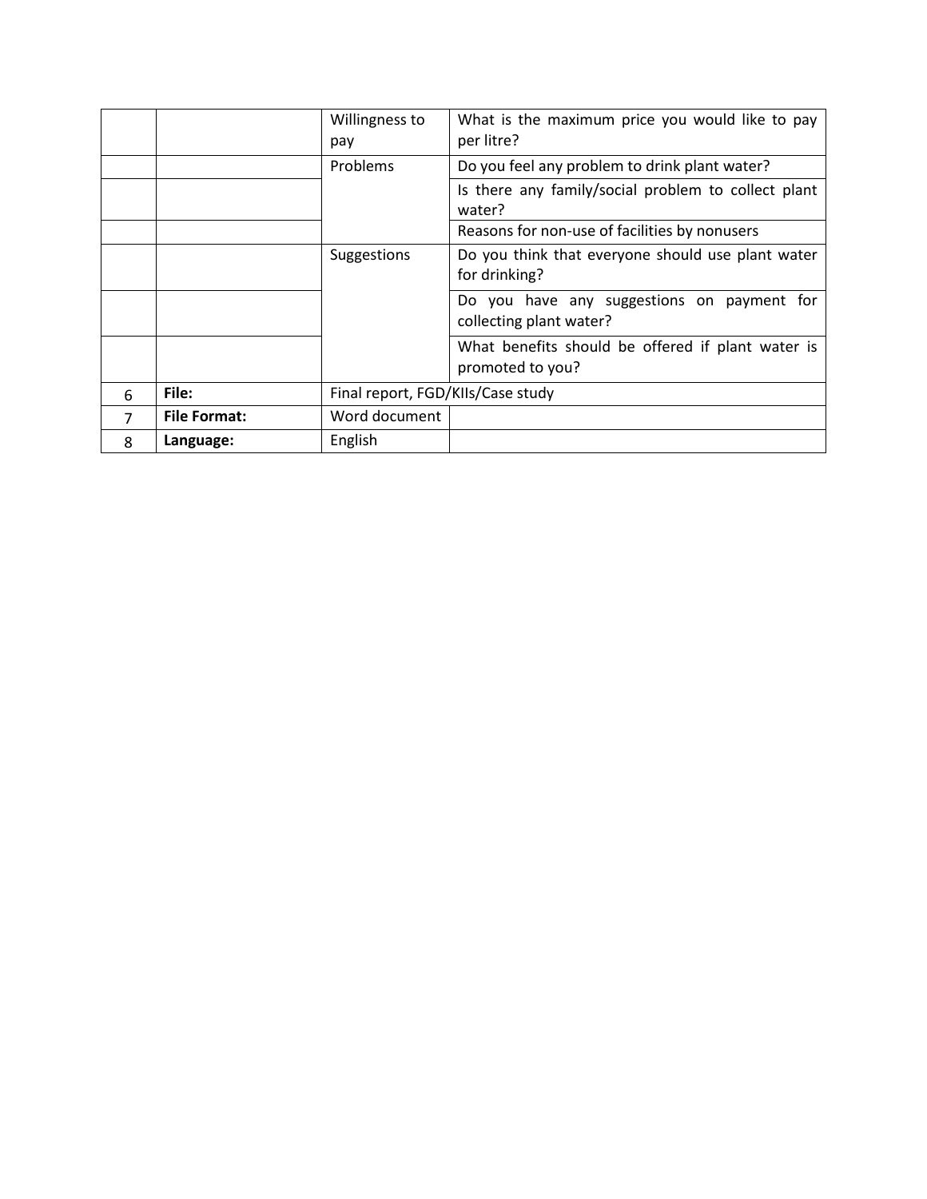| | | | |
|---|---|---|---|
| | | Willingness to pay | What is the maximum price you would like to pay per litre? |
| | | Problems | Do you feel any problem to drink plant water? |
| | | | Is there any family/social problem to collect plant water? |
| | | | Reasons for non-use of facilities by nonusers |
| | | Suggestions | Do you think that everyone should use plant water for drinking? |
| | | | Do you have any suggestions on payment for collecting plant water? |
| | | | What benefits should be offered if plant water is promoted to you? |
| 6 | **File:** | Final report, FGD/KIIs/Case study | |
| 7 | **File Format:** | Word document | |
| 8 | **Language:** | English | |